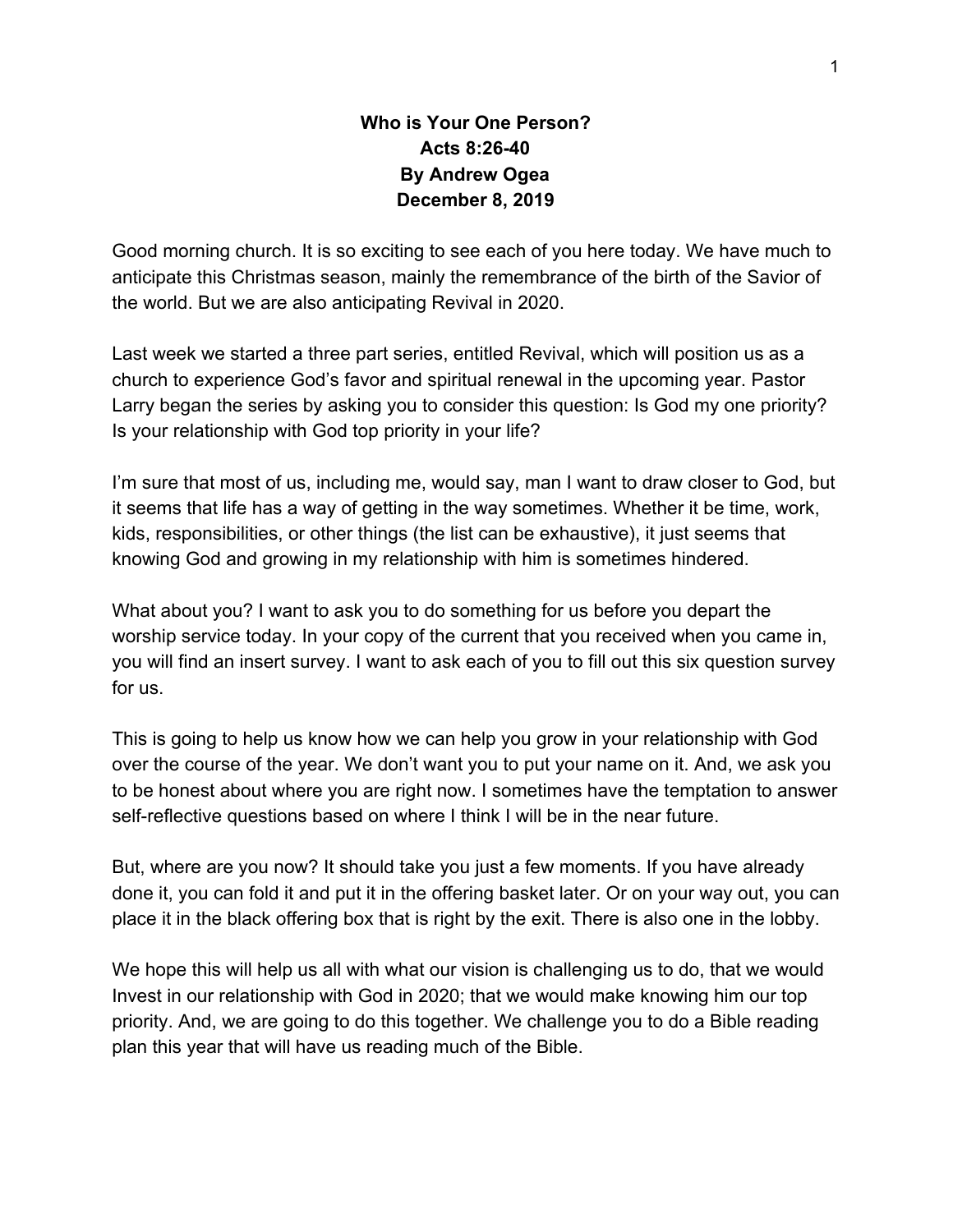**Who is Your One Person?**
**Acts 8:26-40**
**By Andrew Ogea**
**December 8, 2019**

Good morning church. It is so exciting to see each of you here today. We have much to anticipate this Christmas season, mainly the remembrance of the birth of the Savior of the world. But we are also anticipating Revival in 2020.

Last week we started a three part series, entitled Revival, which will position us as a church to experience God's favor and spiritual renewal in the upcoming year. Pastor Larry began the series by asking you to consider this question: Is God my one priority? Is your relationship with God top priority in your life?

I'm sure that most of us, including me, would say, man I want to draw closer to God, but it seems that life has a way of getting in the way sometimes. Whether it be time, work, kids, responsibilities, or other things (the list can be exhaustive), it just seems that knowing God and growing in my relationship with him is sometimes hindered.

What about you? I want to ask you to do something for us before you depart the worship service today. In your copy of the current that you received when you came in, you will find an insert survey. I want to ask each of you to fill out this six question survey for us.

This is going to help us know how we can help you grow in your relationship with God over the course of the year. We don't want you to put your name on it. And, we ask you to be honest about where you are right now. I sometimes have the temptation to answer self-reflective questions based on where I think I will be in the near future.

But, where are you now? It should take you just a few moments. If you have already done it, you can fold it and put it in the offering basket later. Or on your way out, you can place it in the black offering box that is right by the exit. There is also one in the lobby.

We hope this will help us all with what our vision is challenging us to do, that we would Invest in our relationship with God in 2020; that we would make knowing him our top priority. And, we are going to do this together. We challenge you to do a Bible reading plan this year that will have us reading much of the Bible.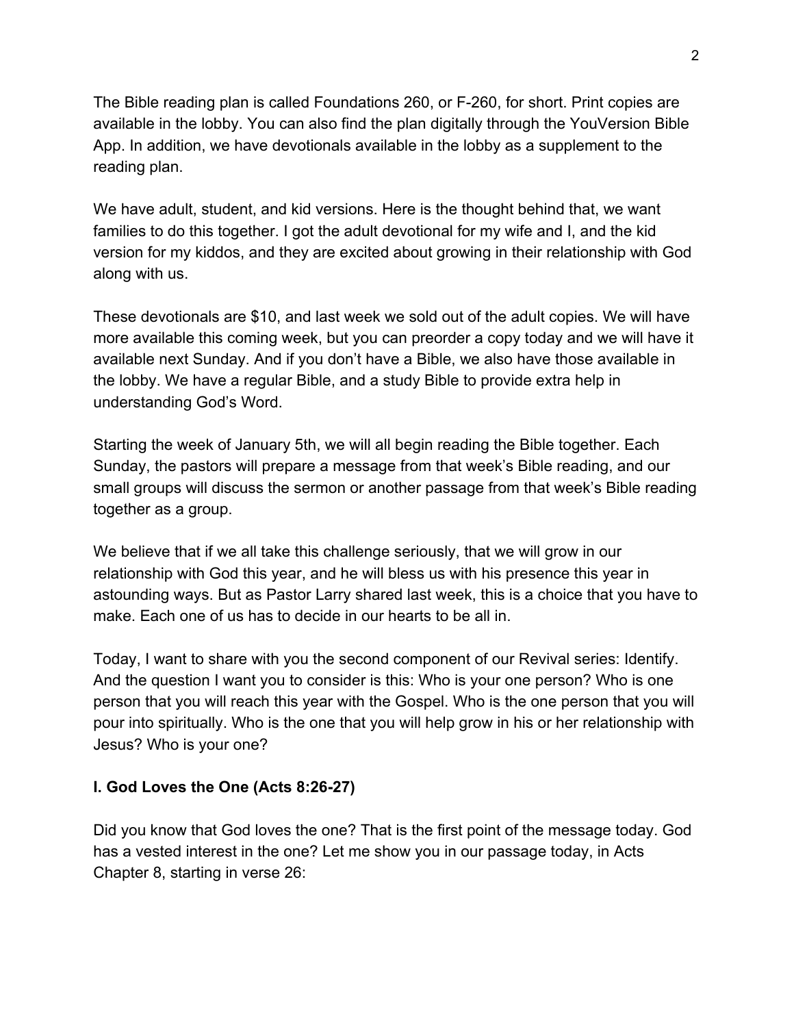The Bible reading plan is called Foundations 260, or F-260, for short. Print copies are available in the lobby. You can also find the plan digitally through the YouVersion Bible App. In addition, we have devotionals available in the lobby as a supplement to the reading plan.

We have adult, student, and kid versions. Here is the thought behind that, we want families to do this together. I got the adult devotional for my wife and I, and the kid version for my kiddos, and they are excited about growing in their relationship with God along with us.

These devotionals are $10, and last week we sold out of the adult copies. We will have more available this coming week, but you can preorder a copy today and we will have it available next Sunday. And if you don't have a Bible, we also have those available in the lobby. We have a regular Bible, and a study Bible to provide extra help in understanding God's Word.

Starting the week of January 5th, we will all begin reading the Bible together. Each Sunday, the pastors will prepare a message from that week's Bible reading, and our small groups will discuss the sermon or another passage from that week's Bible reading together as a group.

We believe that if we all take this challenge seriously, that we will grow in our relationship with God this year, and he will bless us with his presence this year in astounding ways. But as Pastor Larry shared last week, this is a choice that you have to make. Each one of us has to decide in our hearts to be all in.

Today, I want to share with you the second component of our Revival series: Identify. And the question I want you to consider is this: Who is your one person? Who is one person that you will reach this year with the Gospel. Who is the one person that you will pour into spiritually. Who is the one that you will help grow in his or her relationship with Jesus? Who is your one?

### I. God Loves the One (Acts 8:26-27)

Did you know that God loves the one? That is the first point of the message today. God has a vested interest in the one? Let me show you in our passage today, in Acts Chapter 8, starting in verse 26: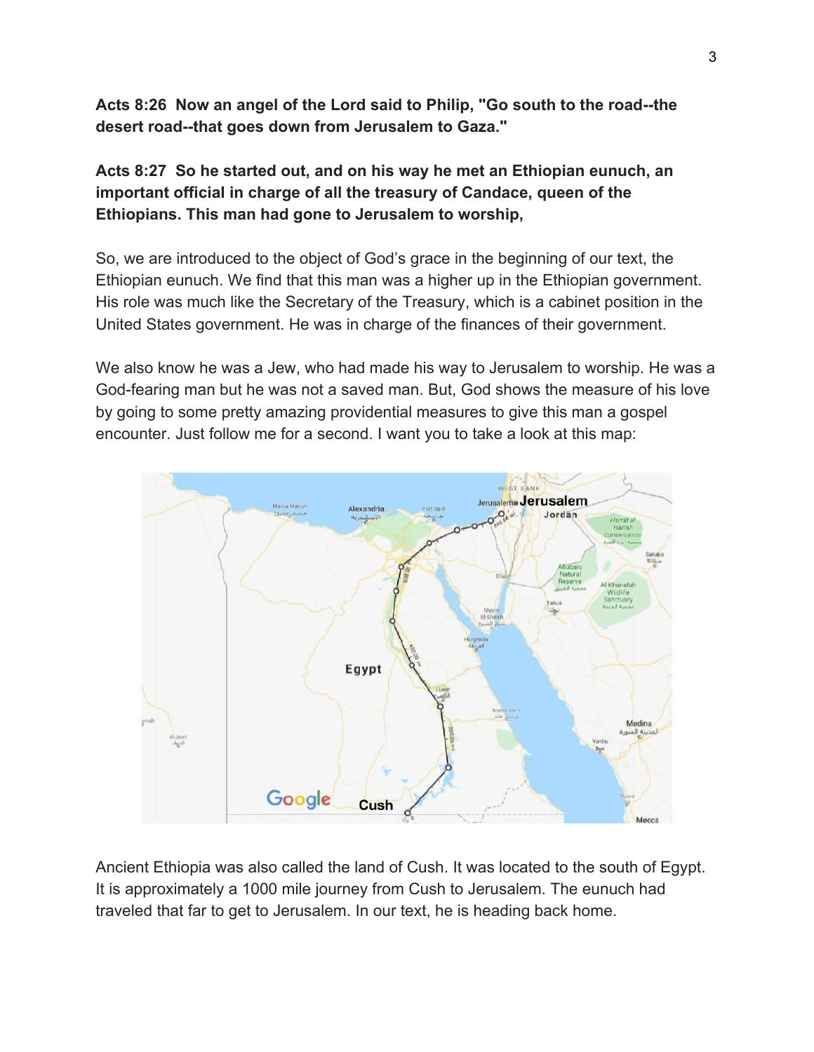**Acts 8:26 Now an angel of the Lord said to Philip, "Go south to the road--the desert road--that goes down from Jerusalem to Gaza."**

**Acts 8:27 So he started out, and on his way he met an Ethiopian eunuch, an important official in charge of all the treasury of Candace, queen of the Ethiopians. This man had gone to Jerusalem to worship,**

So, we are introduced to the object of God's grace in the beginning of our text, the Ethiopian eunuch. We find that this man was a higher up in the Ethiopian government. His role was much like the Secretary of the Treasury, which is a cabinet position in the United States government. He was in charge of the finances of their government.

We also know he was a Jew, who had made his way to Jerusalem to worship. He was a God-fearing man but he was not a saved man. But, God shows the measure of his love by going to some pretty amazing providential measures to give this man a gospel encounter. Just follow me for a second. I want you to take a look at this map:

Ancient Ethiopia was also called the land of Cush. It was located to the south of Egypt. It is approximately a 1000 mile journey from Cush to Jerusalem. The eunuch had traveled that far to get to Jerusalem. In our text, he is heading back home.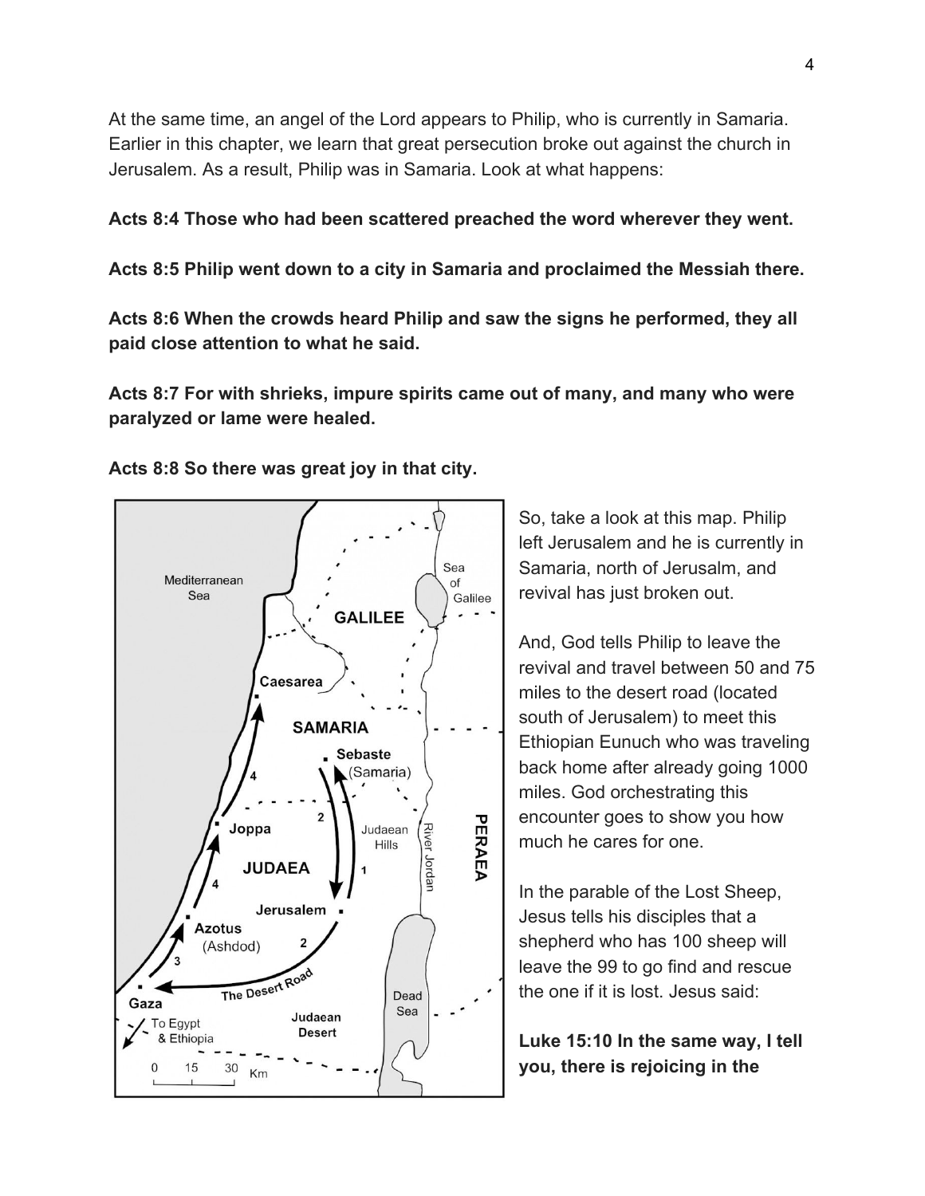At the same time, an angel of the Lord appears to Philip, who is currently in Samaria. Earlier in this chapter, we learn that great persecution broke out against the church in Jerusalem. As a result, Philip was in Samaria. Look at what happens:

**Acts 8:4 Those who had been scattered preached the word wherever they went.**

**Acts 8:5 Philip went down to a city in Samaria and proclaimed the Messiah there.**

**Acts 8:6 When the crowds heard Philip and saw the signs he performed, they all paid close attention to what he said.**

**Acts 8:7 For with shrieks, impure spirits came out of many, and many who were paralyzed or lame were healed.**

**Acts 8:8 So there was great joy in that city.**

So, take a look at this map. Philip left Jerusalem and he is currently in Samaria, north of Jerusalm, and revival has just broken out.

And, God tells Philip to leave the revival and travel between 50 and 75 miles to the desert road (located south of Jerusalem) to meet this Ethiopian Eunuch who was traveling back home after already going 1000 miles. God orchestrating this encounter goes to show you how much he cares for one.

In the parable of the Lost Sheep, Jesus tells his disciples that a shepherd who has 100 sheep will leave the 99 to go find and rescue the one if it is lost. Jesus said:

**Luke 15:10 In the same way, I tell you, there is rejoicing in the**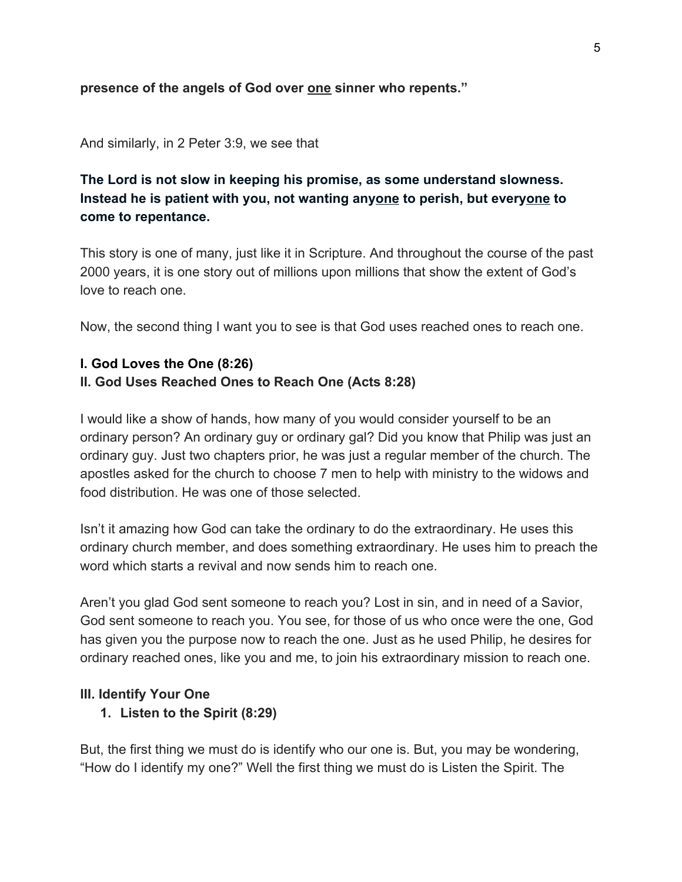**presence of the angels of God over <u>one</u> sinner who repents."**

And similarly, in 2 Peter 3:9, we see that

**The Lord is not slow in keeping his promise, as some understand slowness. Instead he is patient with you, not wanting any<u>one</u> to perish, but every<u>one</u> to come to repentance.**

This story is one of many, just like it in Scripture. And throughout the course of the past 2000 years, it is one story out of millions upon millions that show the extent of God's love to reach one.

Now, the second thing I want you to see is that God uses reached ones to reach one.

**I. God Loves the One (8:26)**
**II. God Uses Reached Ones to Reach One (Acts 8:28)**

I would like a show of hands, how many of you would consider yourself to be an ordinary person? An ordinary guy or ordinary gal? Did you know that Philip was just an ordinary guy. Just two chapters prior, he was just a regular member of the church. The apostles asked for the church to choose 7 men to help with ministry to the widows and food distribution. He was one of those selected.

Isn't it amazing how God can take the ordinary to do the extraordinary. He uses this ordinary church member, and does something extraordinary. He uses him to preach the word which starts a revival and now sends him to reach one.

Aren't you glad God sent someone to reach you? Lost in sin, and in need of a Savior, God sent someone to reach you. You see, for those of us who once were the one, God has given you the purpose now to reach the one. Just as he used Philip, he desires for ordinary reached ones, like you and me, to join his extraordinary mission to reach one.

**III. Identify Your One**

1. **Listen to the Spirit (8:29)**

But, the first thing we must do is identify who our one is. But, you may be wondering, "How do I identify my one?" Well the first thing we must do is Listen the Spirit. The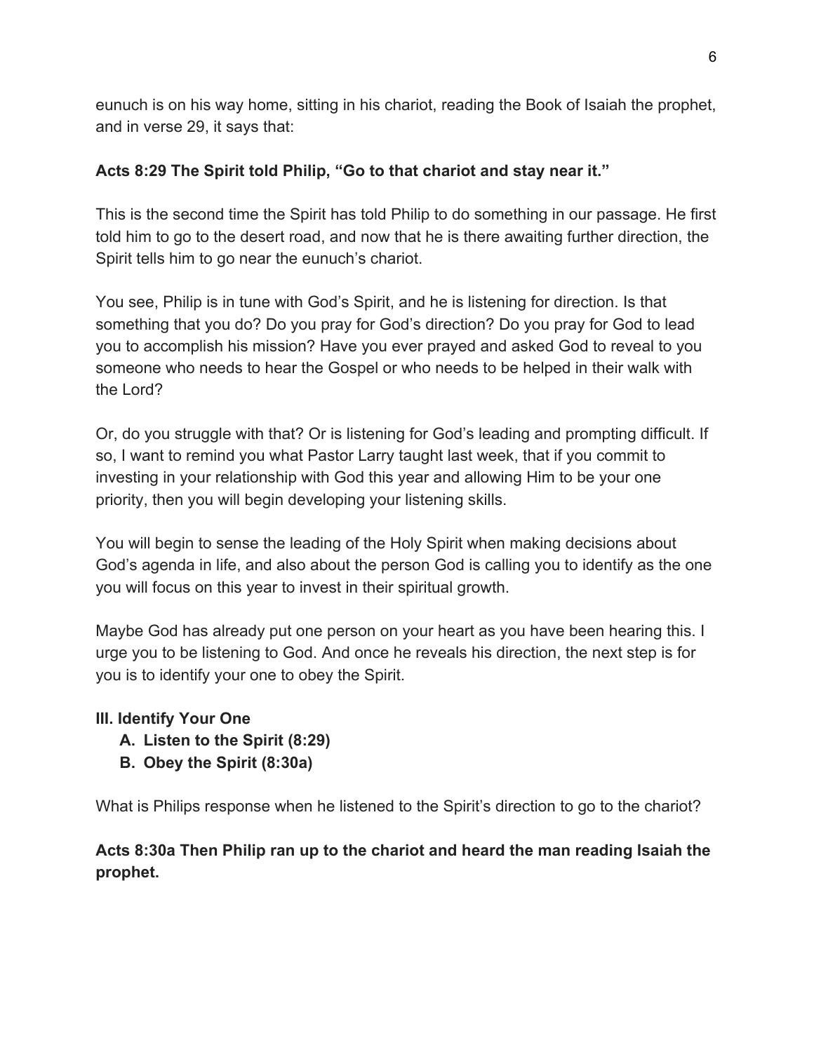eunuch is on his way home, sitting in his chariot, reading the Book of Isaiah the prophet, and in verse 29, it says that:

**Acts 8:29 The Spirit told Philip, "Go to that chariot and stay near it."**

This is the second time the Spirit has told Philip to do something in our passage. He first told him to go to the desert road, and now that he is there awaiting further direction, the Spirit tells him to go near the eunuch's chariot.

You see, Philip is in tune with God's Spirit, and he is listening for direction. Is that something that you do? Do you pray for God's direction? Do you pray for God to lead you to accomplish his mission? Have you ever prayed and asked God to reveal to you someone who needs to hear the Gospel or who needs to be helped in their walk with the Lord?

Or, do you struggle with that? Or is listening for God's leading and prompting difficult. If so, I want to remind you what Pastor Larry taught last week, that if you commit to investing in your relationship with God this year and allowing Him to be your one priority, then you will begin developing your listening skills.

You will begin to sense the leading of the Holy Spirit when making decisions about God's agenda in life, and also about the person God is calling you to identify as the one you will focus on this year to invest in their spiritual growth.

Maybe God has already put one person on your heart as you have been hearing this. I urge you to be listening to God. And once he reveals his direction, the next step is for you is to identify your one to obey the Spirit.

**III. Identify Your One**

- **A. Listen to the Spirit (8:29)**
- **B. Obey the Spirit (8:30a)**

What is Philips response when he listened to the Spirit's direction to go to the chariot?

**Acts 8:30a Then Philip ran up to the chariot and heard the man reading Isaiah the prophet.**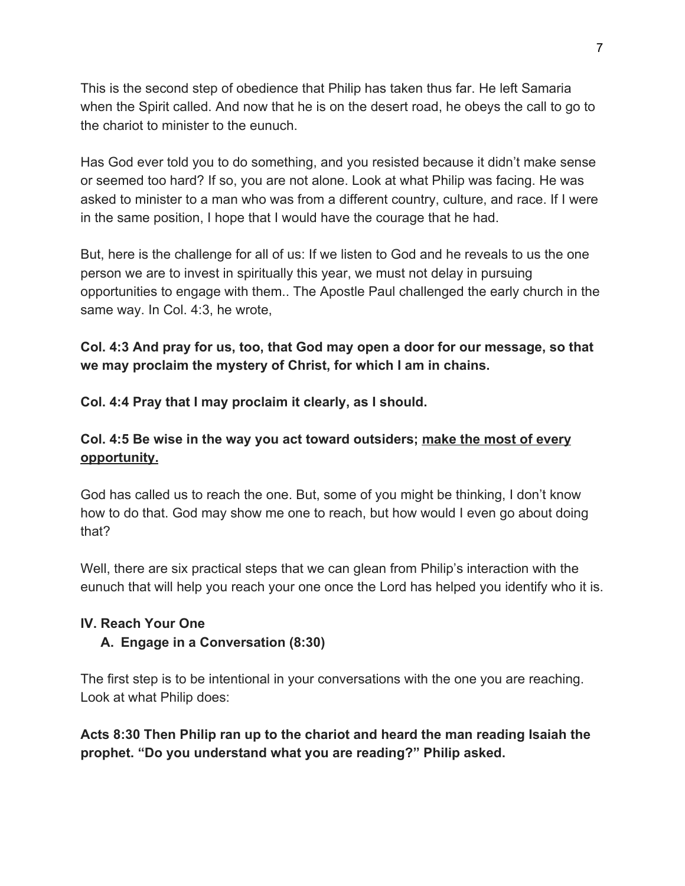This is the second step of obedience that Philip has taken thus far. He left Samaria when the Spirit called. And now that he is on the desert road, he obeys the call to go to the chariot to minister to the eunuch.

Has God ever told you to do something, and you resisted because it didn't make sense or seemed too hard? If so, you are not alone. Look at what Philip was facing. He was asked to minister to a man who was from a different country, culture, and race. If I were in the same position, I hope that I would have the courage that he had.

But, here is the challenge for all of us: If we listen to God and he reveals to us the one person we are to invest in spiritually this year, we must not delay in pursuing opportunities to engage with them.. The Apostle Paul challenged the early church in the same way. In Col. 4:3, he wrote,

**Col. 4:3 And pray for us, too, that God may open a door for our message, so that we may proclaim the mystery of Christ, for which I am in chains.**

**Col. 4:4 Pray that I may proclaim it clearly, as I should.**

**Col. 4:5 Be wise in the way you act toward outsiders; <u>make the most of every opportunity.</u>**

God has called us to reach the one. But, some of you might be thinking, I don't know how to do that. God may show me one to reach, but how would I even go about doing that?

Well, there are six practical steps that we can glean from Philip's interaction with the eunuch that will help you reach your one once the Lord has helped you identify who it is.

**IV. Reach Your One**

**A. Engage in a Conversation (8:30)**

The first step is to be intentional in your conversations with the one you are reaching. Look at what Philip does:

**Acts 8:30 Then Philip ran up to the chariot and heard the man reading Isaiah the prophet. "Do you understand what you are reading?" Philip asked.**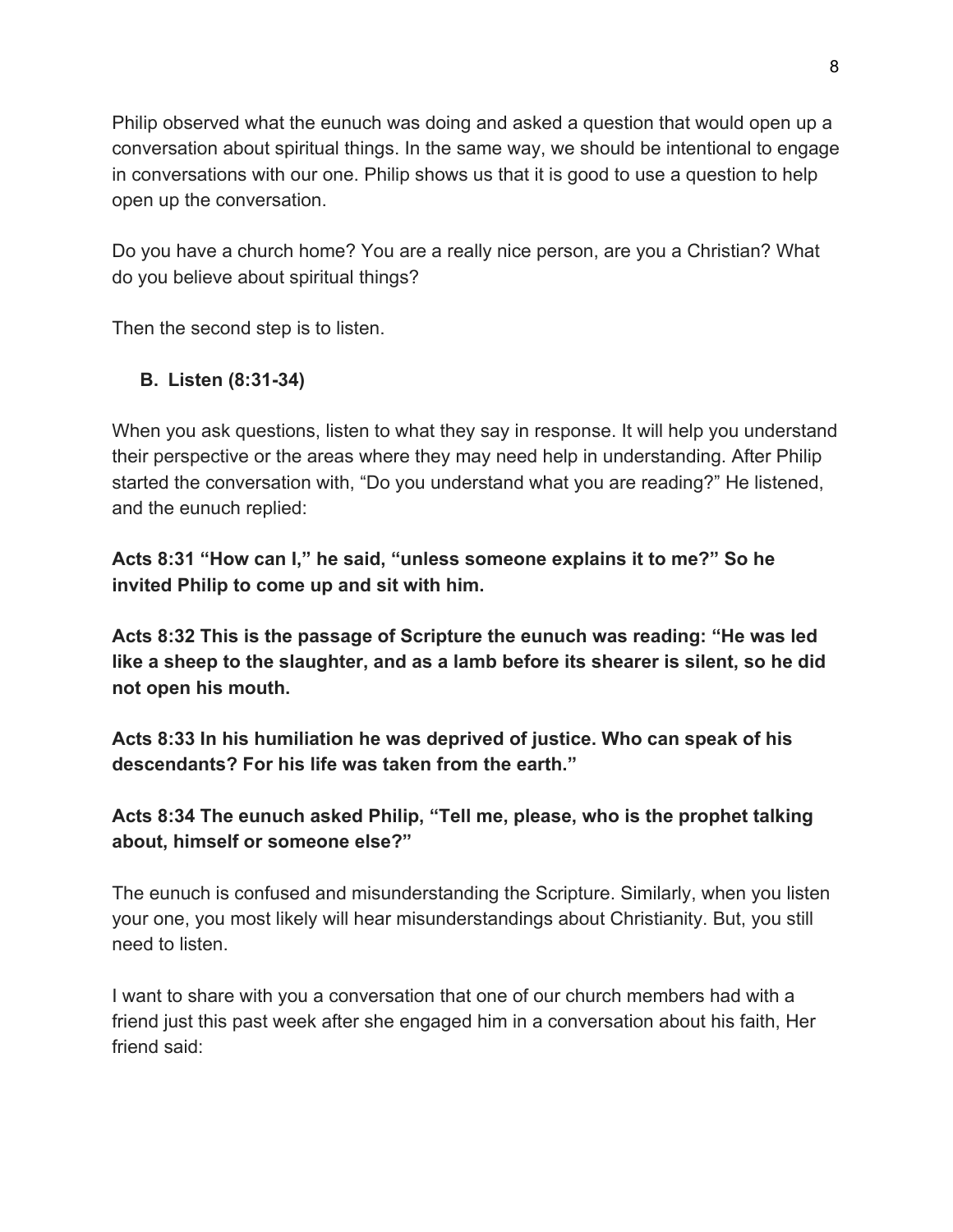Philip observed what the eunuch was doing and asked a question that would open up a conversation about spiritual things. In the same way, we should be intentional to engage in conversations with our one. Philip shows us that it is good to use a question to help open up the conversation.

Do you have a church home? You are a really nice person, are you a Christian? What do you believe about spiritual things?

Then the second step is to listen.

### B. Listen (8:31-34)

When you ask questions, listen to what they say in response. It will help you understand their perspective or the areas where they may need help in understanding. After Philip started the conversation with, "Do you understand what you are reading?" He listened, and the eunuch replied:

**Acts 8:31 "How can I," he said, "unless someone explains it to me?" So he invited Philip to come up and sit with him.**

**Acts 8:32 This is the passage of Scripture the eunuch was reading: "He was led like a sheep to the slaughter, and as a lamb before its shearer is silent, so he did not open his mouth.**

**Acts 8:33 In his humiliation he was deprived of justice. Who can speak of his descendants? For his life was taken from the earth."**

**Acts 8:34 The eunuch asked Philip, "Tell me, please, who is the prophet talking about, himself or someone else?"**

The eunuch is confused and misunderstanding the Scripture. Similarly, when you listen your one, you most likely will hear misunderstandings about Christianity. But, you still need to listen.

I want to share with you a conversation that one of our church members had with a friend just this past week after she engaged him in a conversation about his faith, Her friend said: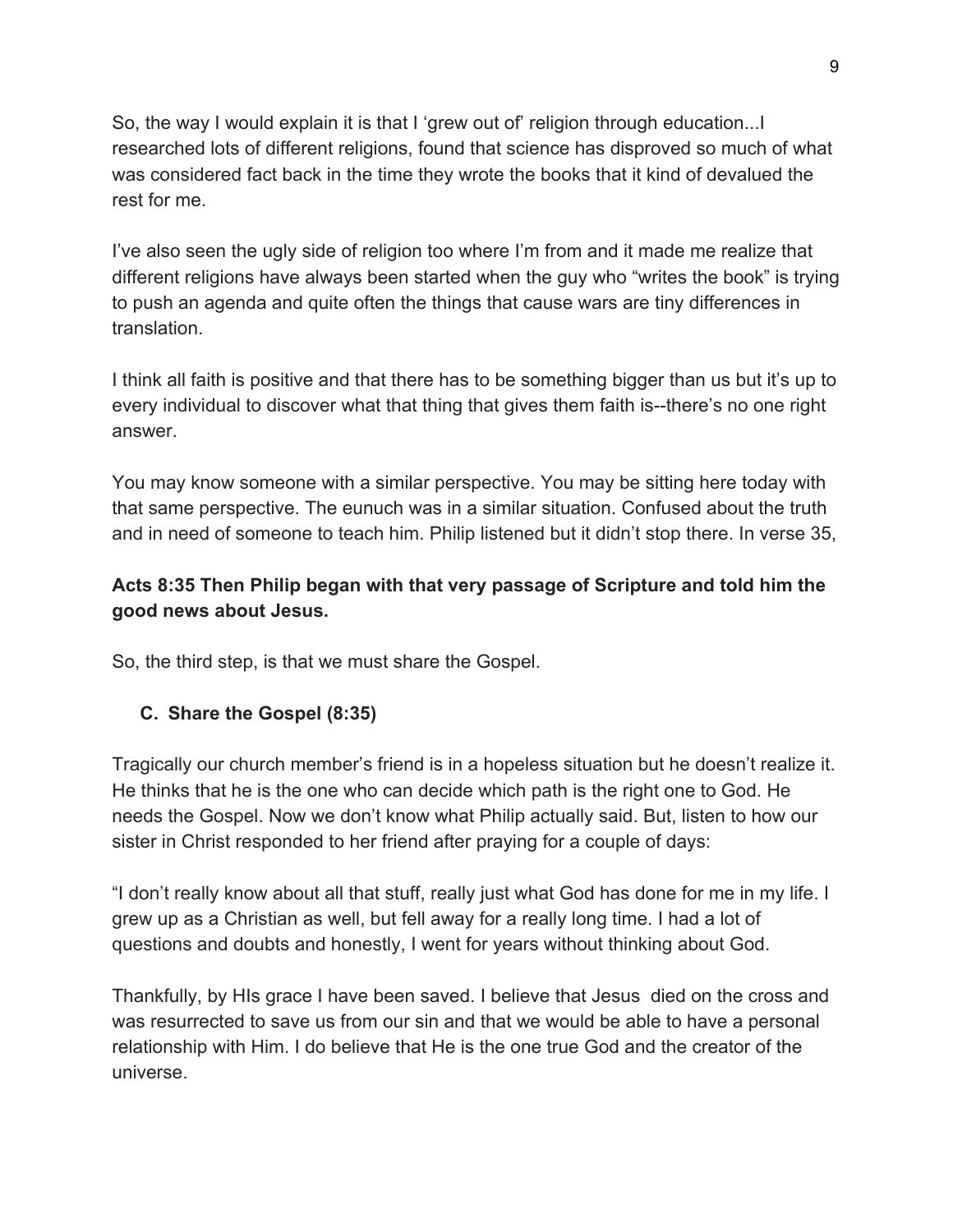So, the way I would explain it is that I 'grew out of' religion through education...I researched lots of different religions, found that science has disproved so much of what was considered fact back in the time they wrote the books that it kind of devalued the rest for me.

I've also seen the ugly side of religion too where I'm from and it made me realize that different religions have always been started when the guy who "writes the book" is trying to push an agenda and quite often the things that cause wars are tiny differences in translation.

I think all faith is positive and that there has to be something bigger than us but it's up to every individual to discover what that thing that gives them faith is--there's no one right answer.

You may know someone with a similar perspective. You may be sitting here today with that same perspective. The eunuch was in a similar situation. Confused about the truth and in need of someone to teach him. Philip listened but it didn't stop there. In verse 35,

**Acts 8:35 Then Philip began with that very passage of Scripture and told him the good news about Jesus.**

So, the third step, is that we must share the Gospel.

### C. Share the Gospel (8:35)

Tragically our church member's friend is in a hopeless situation but he doesn't realize it. He thinks that he is the one who can decide which path is the right one to God. He needs the Gospel. Now we don't know what Philip actually said. But, listen to how our sister in Christ responded to her friend after praying for a couple of days:

"I don't really know about all that stuff, really just what God has done for me in my life. I grew up as a Christian as well, but fell away for a really long time. I had a lot of questions and doubts and honestly, I went for years without thinking about God.

Thankfully, by HIs grace I have been saved. I believe that Jesus died on the cross and was resurrected to save us from our sin and that we would be able to have a personal relationship with Him. I do believe that He is the one true God and the creator of the universe.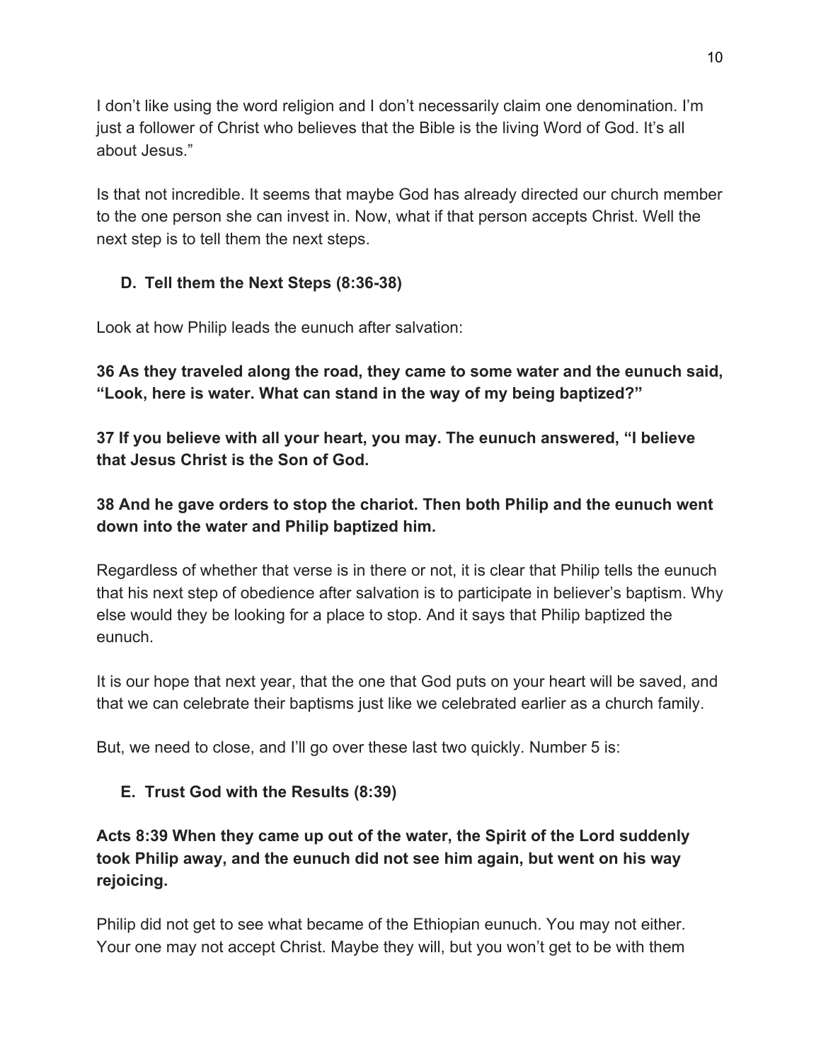I don't like using the word religion and I don't necessarily claim one denomination. I'm just a follower of Christ who believes that the Bible is the living Word of God. It's all about Jesus."

Is that not incredible. It seems that maybe God has already directed our church member to the one person she can invest in. Now, what if that person accepts Christ. Well the next step is to tell them the next steps.

### D. Tell them the Next Steps (8:36-38)

Look at how Philip leads the eunuch after salvation:

**36 As they traveled along the road, they came to some water and the eunuch said, "Look, here is water. What can stand in the way of my being baptized?"**

**37 If you believe with all your heart, you may. The eunuch answered, "I believe that Jesus Christ is the Son of God.**

**38 And he gave orders to stop the chariot. Then both Philip and the eunuch went down into the water and Philip baptized him.**

Regardless of whether that verse is in there or not, it is clear that Philip tells the eunuch that his next step of obedience after salvation is to participate in believer's baptism. Why else would they be looking for a place to stop. And it says that Philip baptized the eunuch.

It is our hope that next year, that the one that God puts on your heart will be saved, and that we can celebrate their baptisms just like we celebrated earlier as a church family.

But, we need to close, and I'll go over these last two quickly. Number 5 is:

### E. Trust God with the Results (8:39)

**Acts 8:39 When they came up out of the water, the Spirit of the Lord suddenly took Philip away, and the eunuch did not see him again, but went on his way rejoicing.**

Philip did not get to see what became of the Ethiopian eunuch. You may not either. Your one may not accept Christ. Maybe they will, but you won't get to be with them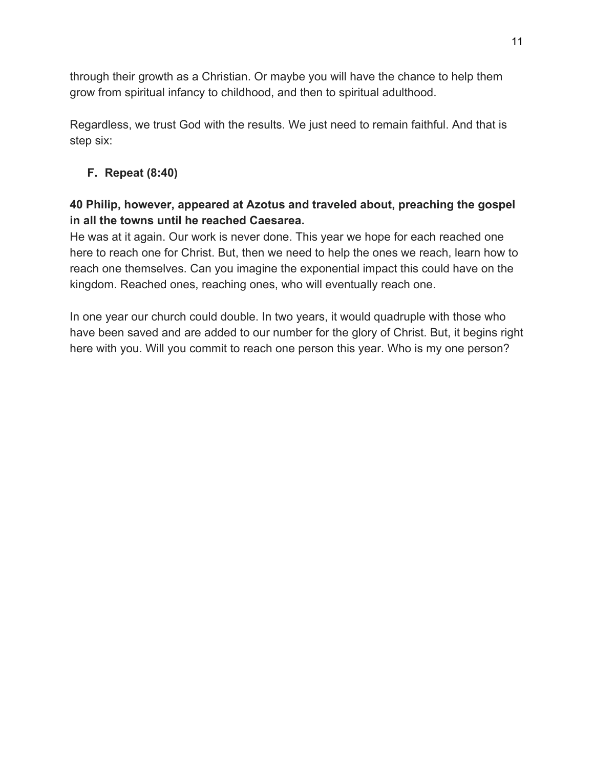through their growth as a Christian. Or maybe you will have the chance to help them grow from spiritual infancy to childhood, and then to spiritual adulthood.

Regardless, we trust God with the results. We just need to remain faithful. And that is step six:

### F. Repeat (8:40)

**40 Philip, however, appeared at Azotus and traveled about, preaching the gospel in all the towns until he reached Caesarea.**

He was at it again. Our work is never done. This year we hope for each reached one here to reach one for Christ. But, then we need to help the ones we reach, learn how to reach one themselves. Can you imagine the exponential impact this could have on the kingdom. Reached ones, reaching ones, who will eventually reach one.

In one year our church could double. In two years, it would quadruple with those who have been saved and are added to our number for the glory of Christ. But, it begins right here with you. Will you commit to reach one person this year. Who is my one person?